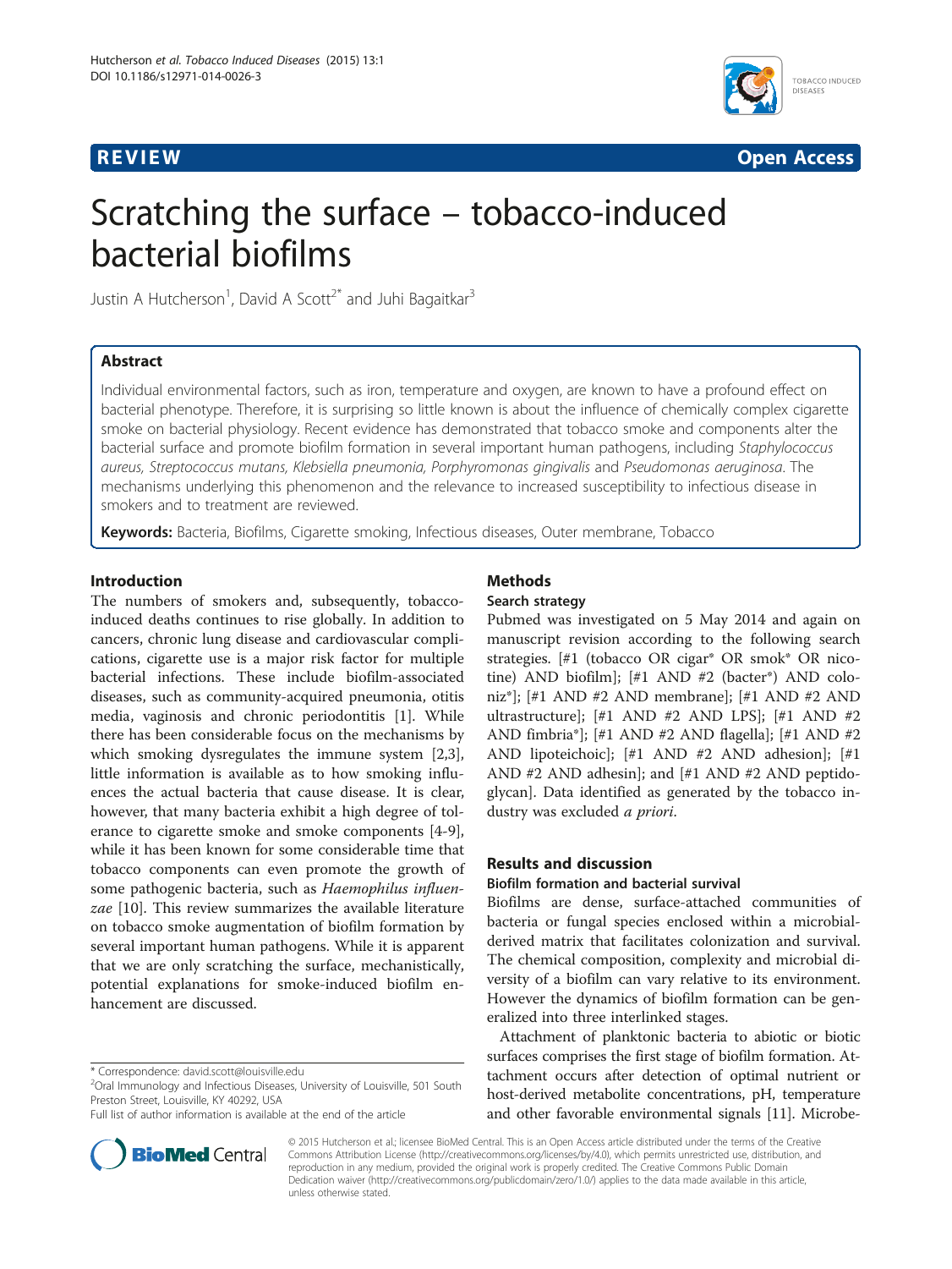**REVIEW** **Open Access**

# Scratching the surface – tobacco-induced bacterial biofilms

Justin A Hutcherson[1], David A Scott[2*] and Juhi Bagaitkar[3]

## Abstract

Individual environmental factors, such as iron, temperature and oxygen, are known to have a profound effect on bacterial phenotype. Therefore, it is surprising so little known is about the influence of chemically complex cigarette smoke on bacterial physiology. Recent evidence has demonstrated that tobacco smoke and components alter the bacterial surface and promote biofilm formation in several important human pathogens, including *Staphylococcus aureus, Streptococcus mutans, Klebsiella pneumonia, Porphyromonas gingivalis* and *Pseudomonas aeruginosa*. The mechanisms underlying this phenomenon and the relevance to increased susceptibility to infectious disease in smokers and to treatment are reviewed.

**Keywords:** Bacteria, Biofilms, Cigarette smoking, Infectious diseases, Outer membrane, Tobacco

## Introduction

The numbers of smokers and, subsequently, tobacco-induced deaths continues to rise globally. In addition to cancers, chronic lung disease and cardiovascular complications, cigarette use is a major risk factor for multiple bacterial infections. These include biofilm-associated diseases, such as community-acquired pneumonia, otitis media, vaginosis and chronic periodontitis [1]. While there has been considerable focus on the mechanisms by which smoking dysregulates the immune system [2,3], little information is available as to how smoking influences the actual bacteria that cause disease. It is clear, however, that many bacteria exhibit a high degree of tolerance to cigarette smoke and smoke components [4-9], while it has been known for some considerable time that tobacco components can even promote the growth of some pathogenic bacteria, such as *Haemophilus influenzae* [10]. This review summarizes the available literature on tobacco smoke augmentation of biofilm formation by several important human pathogens. While it is apparent that we are only scratching the surface, mechanistically, potential explanations for smoke-induced biofilm enhancement are discussed.

## Methods

### Search strategy

Pubmed was investigated on 5 May 2014 and again on manuscript revision according to the following search strategies. [#1 (tobacco OR cigar* OR smok* OR nicotine) AND biofilm]; [#1 AND #2 (bacter*) AND coloniz*]; [#1 AND #2 AND membrane]; [#1 AND #2 AND ultrastructure]; [#1 AND #2 AND LPS]; [#1 AND #2 AND fimbria*]; [#1 AND #2 AND flagella]; [#1 AND #2 AND lipoteichoic]; [#1 AND #2 AND adhesion]; [#1 AND #2 AND adhesin]; and [#1 AND #2 AND peptidoglycan]. Data identified as generated by the tobacco industry was excluded *a priori*.

## Results and discussion

### Biofilm formation and bacterial survival

Biofilms are dense, surface-attached communities of bacteria or fungal species enclosed within a microbial-derived matrix that facilitates colonization and survival. The chemical composition, complexity and microbial diversity of a biofilm can vary relative to its environment. However the dynamics of biofilm formation can be generalized into three interlinked stages.

Attachment of planktonic bacteria to abiotic or biotic surfaces comprises the first stage of biofilm formation. Attachment occurs after detection of optimal nutrient or host-derived metabolite concentrations, pH, temperature and other favorable environmental signals [11]. Microbe-

\* Correspondence: david.scott@louisville.edu
[2]Oral Immunology and Infectious Diseases, University of Louisville, 501 South Preston Street, Louisville, KY 40292, USA
Full list of author information is available at the end of the article

© 2015 Hutcherson et al.; licensee BioMed Central. This is an Open Access article distributed under the terms of the Creative Commons Attribution License (http://creativecommons.org/licenses/by/4.0), which permits unrestricted use, distribution, and reproduction in any medium, provided the original work is properly credited. The Creative Commons Public Domain Dedication waiver (http://creativecommons.org/publicdomain/zero/1.0/) applies to the data made available in this article, unless otherwise stated.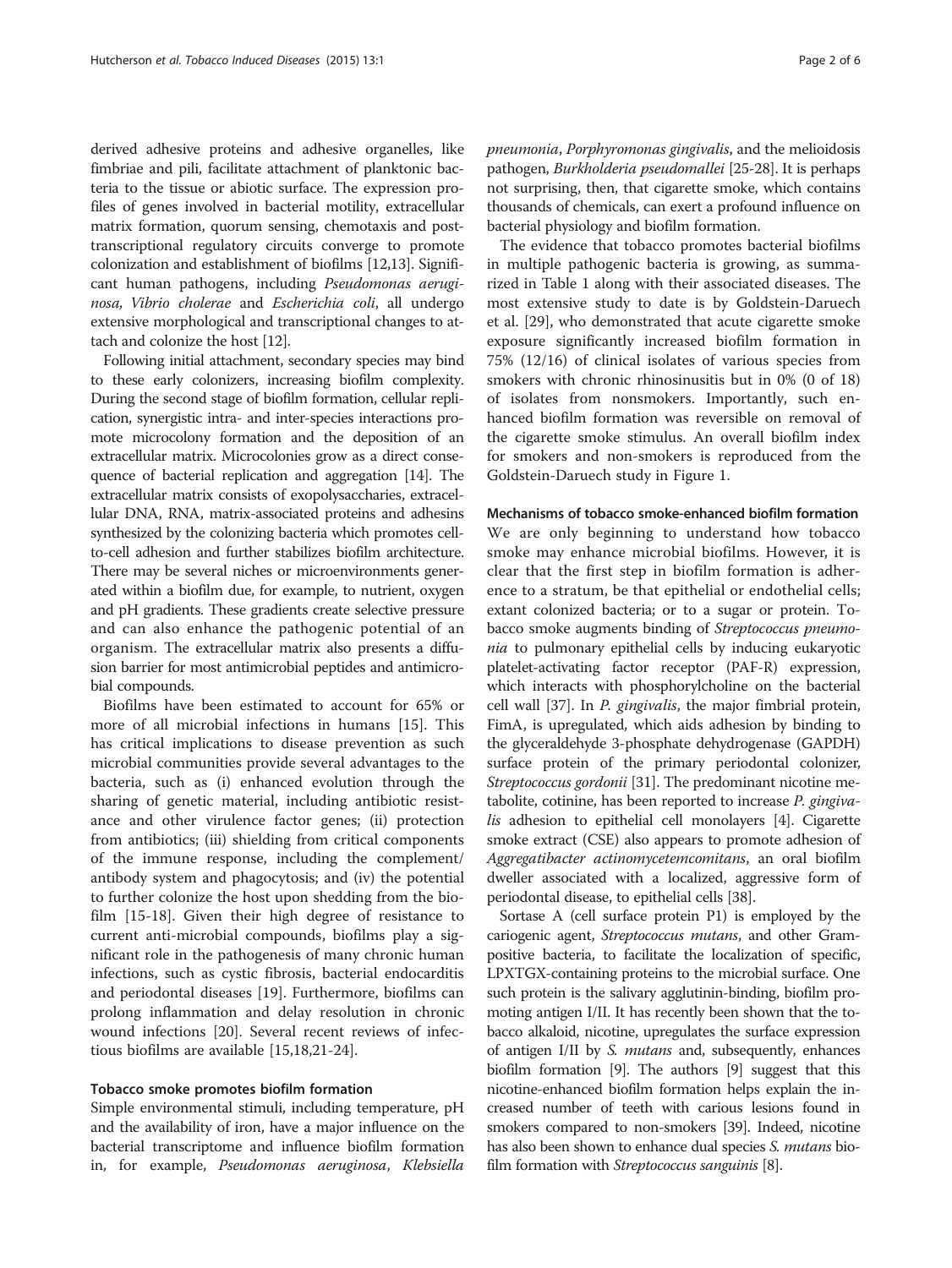derived adhesive proteins and adhesive organelles, like fimbriae and pili, facilitate attachment of planktonic bacteria to the tissue or abiotic surface. The expression profiles of genes involved in bacterial motility, extracellular matrix formation, quorum sensing, chemotaxis and post-transcriptional regulatory circuits converge to promote colonization and establishment of biofilms [12,13]. Significant human pathogens, including *Pseudomonas aeruginosa, Vibrio cholerae* and *Escherichia coli*, all undergo extensive morphological and transcriptional changes to attach and colonize the host [12].

Following initial attachment, secondary species may bind to these early colonizers, increasing biofilm complexity. During the second stage of biofilm formation, cellular replication, synergistic intra- and inter-species interactions promote microcolony formation and the deposition of an extracellular matrix. Microcolonies grow as a direct consequence of bacterial replication and aggregation [14]. The extracellular matrix consists of exopolysaccharies, extracellular DNA, RNA, matrix-associated proteins and adhesins synthesized by the colonizing bacteria which promotes cell-to-cell adhesion and further stabilizes biofilm architecture. There may be several niches or microenvironments generated within a biofilm due, for example, to nutrient, oxygen and pH gradients. These gradients create selective pressure and can also enhance the pathogenic potential of an organism. The extracellular matrix also presents a diffusion barrier for most antimicrobial peptides and antimicrobial compounds.

Biofilms have been estimated to account for 65% or more of all microbial infections in humans [15]. This has critical implications to disease prevention as such microbial communities provide several advantages to the bacteria, such as (i) enhanced evolution through the sharing of genetic material, including antibiotic resistance and other virulence factor genes; (ii) protection from antibiotics; (iii) shielding from critical components of the immune response, including the complement/antibody system and phagocytosis; and (iv) the potential to further colonize the host upon shedding from the biofilm [15-18]. Given their high degree of resistance to current anti-microbial compounds, biofilms play a significant role in the pathogenesis of many chronic human infections, such as cystic fibrosis, bacterial endocarditis and periodontal diseases [19]. Furthermore, biofilms can prolong inflammation and delay resolution in chronic wound infections [20]. Several recent reviews of infectious biofilms are available [15,18,21-24].

#### Tobacco smoke promotes biofilm formation

Simple environmental stimuli, including temperature, pH and the availability of iron, have a major influence on the bacterial transcriptome and influence biofilm formation in, for example, *Pseudomonas aeruginosa*, *Klebsiella pneumonia*, *Porphyromonas gingivalis*, and the melioidosis pathogen, *Burkholderia pseudomallei* [25-28]. It is perhaps not surprising, then, that cigarette smoke, which contains thousands of chemicals, can exert a profound influence on bacterial physiology and biofilm formation.

The evidence that tobacco promotes bacterial biofilms in multiple pathogenic bacteria is growing, as summarized in Table 1 along with their associated diseases. The most extensive study to date is by Goldstein-Daruech et al. [29], who demonstrated that acute cigarette smoke exposure significantly increased biofilm formation in 75% (12/16) of clinical isolates of various species from smokers with chronic rhinosinusitis but in 0% (0 of 18) of isolates from nonsmokers. Importantly, such enhanced biofilm formation was reversible on removal of the cigarette smoke stimulus. An overall biofilm index for smokers and non-smokers is reproduced from the Goldstein-Daruech study in Figure 1.

#### Mechanisms of tobacco smoke-enhanced biofilm formation

We are only beginning to understand how tobacco smoke may enhance microbial biofilms. However, it is clear that the first step in biofilm formation is adherence to a stratum, be that epithelial or endothelial cells; extant colonized bacteria; or to a sugar or protein. Tobacco smoke augments binding of *Streptococcus pneumonia* to pulmonary epithelial cells by inducing eukaryotic platelet-activating factor receptor (PAF-R) expression, which interacts with phosphorylcholine on the bacterial cell wall [37]. In *P. gingivalis*, the major fimbrial protein, FimA, is upregulated, which aids adhesion by binding to the glyceraldehyde 3-phosphate dehydrogenase (GAPDH) surface protein of the primary periodontal colonizer, *Streptococcus gordonii* [31]. The predominant nicotine metabolite, cotinine, has been reported to increase *P. gingivalis* adhesion to epithelial cell monolayers [4]. Cigarette smoke extract (CSE) also appears to promote adhesion of *Aggregatibacter actinomycetemcomitans*, an oral biofilm dweller associated with a localized, aggressive form of periodontal disease, to epithelial cells [38].

Sortase A (cell surface protein P1) is employed by the cariogenic agent, *Streptococcus mutans*, and other Gram-positive bacteria, to facilitate the localization of specific, LPXTGX-containing proteins to the microbial surface. One such protein is the salivary agglutinin-binding, biofilm promoting antigen I/II. It has recently been shown that the tobacco alkaloid, nicotine, upregulates the surface expression of antigen I/II by *S. mutans* and, subsequently, enhances biofilm formation [9]. The authors [9] suggest that this nicotine-enhanced biofilm formation helps explain the increased number of teeth with carious lesions found in smokers compared to non-smokers [39]. Indeed, nicotine has also been shown to enhance dual species *S. mutans* biofilm formation with *Streptococcus sanguinis* [8].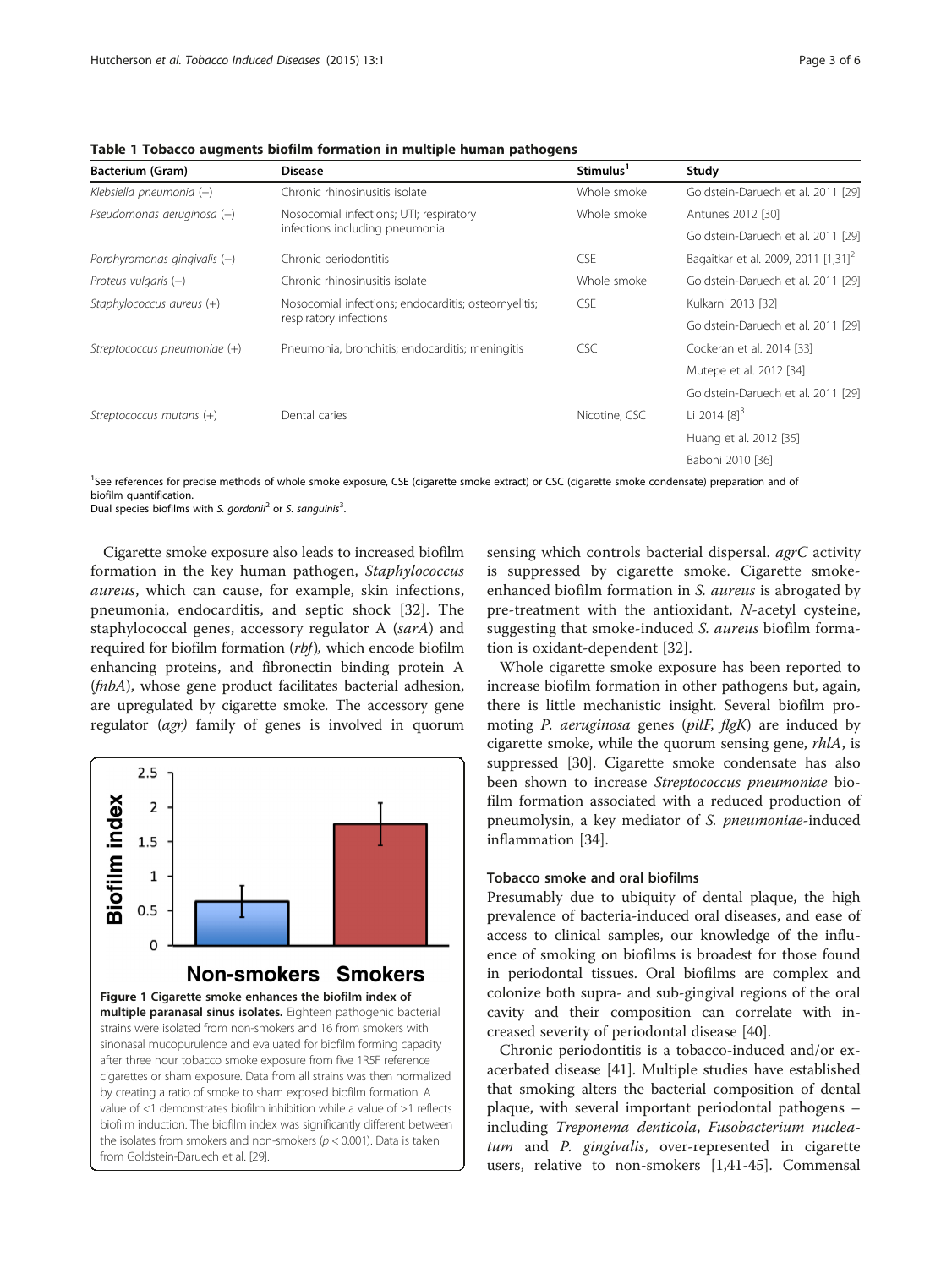**Table 1 Tobacco augments biofilm formation in multiple human pathogens**

| Bacterium (Gram) | Disease | Stimulus[1] | Study |
|---|---|---|---|
| *Klebsiella pneumonia* (−) | Chronic rhinosinusitis isolate | Whole smoke | Goldstein-Daruech et al. 2011 [29] |
| *Pseudomonas aeruginosa* (−) | Nosocomial infections; UTI; respiratory infections including pneumonia | Whole smoke | Antunes 2012 [30] |
| | | | Goldstein-Daruech et al. 2011 [29] |
| *Porphyromonas gingivalis* (−) | Chronic periodontitis | CSE | Bagaitkar et al. 2009, 2011 [1,31][2] |
| *Proteus vulgaris* (−) | Chronic rhinosinusitis isolate | Whole smoke | Goldstein-Daruech et al. 2011 [29] |
| *Staphylococcus aureus* (+) | Nosocomial infections; endocarditis; osteomyelitis; respiratory infections | CSE | Kulkarni 2013 [32] |
| | | | Goldstein-Daruech et al. 2011 [29] |
| *Streptococcus pneumoniae* (+) | Pneumonia, bronchitis; endocarditis; meningitis | CSC | Cockeran et al. 2014 [33] |
| | | | Mutepe et al. 2012 [34] |
| | | | Goldstein-Daruech et al. 2011 [29] |
| *Streptococcus mutans* (+) | Dental caries | Nicotine, CSC | Li 2014 [8][3] |
| | | | Huang et al. 2012 [35] |
| | | | Baboni 2010 [36] |

[1]See references for precise methods of whole smoke exposure, CSE (cigarette smoke extract) or CSC (cigarette smoke condensate) preparation and of biofilm quantification.
Dual species biofilms with *S. gordonii*[2] or *S. sanguinis*[3].

Cigarette smoke exposure also leads to increased biofilm formation in the key human pathogen, *Staphylococcus aureus*, which can cause, for example, skin infections, pneumonia, endocarditis, and septic shock [32]. The staphylococcal genes, accessory regulator A (*sarA*) and required for biofilm formation (*rbf*), which encode biofilm enhancing proteins, and fibronectin binding protein A (*fnbA*), whose gene product facilitates bacterial adhesion, are upregulated by cigarette smoke. The accessory gene regulator (*agr)* family of genes is involved in quorum sensing which controls bacterial dispersal. *agrC* activity is suppressed by cigarette smoke. Cigarette smoke-enhanced biofilm formation in *S. aureus* is abrogated by pre-treatment with the antioxidant, *N*-acetyl cysteine, suggesting that smoke-induced *S. aureus* biofilm formation is oxidant-dependent [32].

**Figure 1 Cigarette smoke enhances the biofilm index of multiple paranasal sinus isolates.** Eighteen pathogenic bacterial strains were isolated from non-smokers and 16 from smokers with sinonasal mucopurulence and evaluated for biofilm forming capacity after three hour tobacco smoke exposure from five 1R5F reference cigarettes or sham exposure. Data from all strains was then normalized by creating a ratio of smoke to sham exposed biofilm formation. A value of <1 demonstrates biofilm inhibition while a value of >1 reflects biofilm induction. The biofilm index was significantly different between the isolates from smokers and non-smokers ($p < 0.001$). Data is taken from Goldstein-Daruech et al. [29].

Whole cigarette smoke exposure has been reported to increase biofilm formation in other pathogens but, again, there is little mechanistic insight. Several biofilm promoting *P. aeruginosa* genes (*pilF, flgK*) are induced by cigarette smoke, while the quorum sensing gene, *rhlA*, is suppressed [30]. Cigarette smoke condensate has also been shown to increase *Streptococcus pneumoniae* biofilm formation associated with a reduced production of pneumolysin, a key mediator of *S. pneumoniae*-induced inflammation [34].

### Tobacco smoke and oral biofilms

Presumably due to ubiquity of dental plaque, the high prevalence of bacteria-induced oral diseases, and ease of access to clinical samples, our knowledge of the influence of smoking on biofilms is broadest for those found in periodontal tissues. Oral biofilms are complex and colonize both supra- and sub-gingival regions of the oral cavity and their composition can correlate with increased severity of periodontal disease [40].

Chronic periodontitis is a tobacco-induced and/or exacerbated disease [41]. Multiple studies have established that smoking alters the bacterial composition of dental plaque, with several important periodontal pathogens – including *Treponema denticola*, *Fusobacterium nucleatum* and *P. gingivalis*, over-represented in cigarette users, relative to non-smokers [1,41-45]. Commensal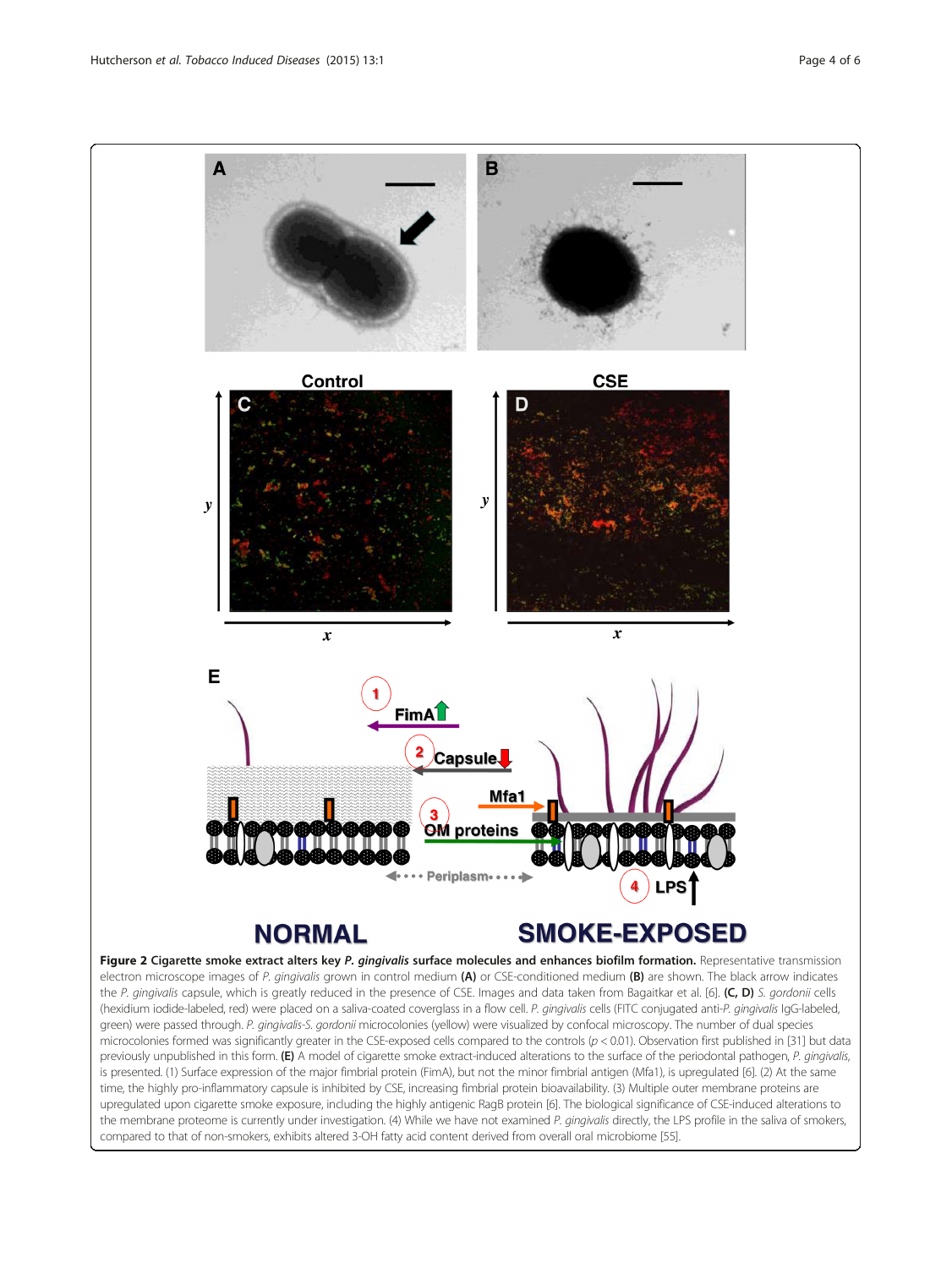**Figure 2 Cigarette smoke extract alters key *P. gingivalis* surface molecules and enhances biofilm formation.** Representative transmission electron microscope images of *P. gingivalis* grown in control medium **(A)** or CSE-conditioned medium **(B)** are shown. The black arrow indicates the *P. gingivalis* capsule, which is greatly reduced in the presence of CSE. Images and data taken from Bagaitkar et al. [6]. **(C, D)** *S. gordonii* cells (hexidium iodide-labeled, red) were placed on a saliva-coated coverglass in a flow cell. *P. gingivalis* cells (FITC conjugated anti-*P. gingivalis* IgG-labeled, green) were passed through. *P. gingivalis*-*S. gordonii* microcolonies (yellow) were visualized by confocal microscopy. The number of dual species microcolonies formed was significantly greater in the CSE-exposed cells compared to the controls ($p < 0.01$). Observation first published in [31] but data previously unpublished in this form. **(E)** A model of cigarette smoke extract-induced alterations to the surface of the periodontal pathogen, *P. gingivalis*, is presented. (1) Surface expression of the major fimbrial protein (FimA), but not the minor fimbrial antigen (Mfa1), is upregulated [6]. (2) At the same time, the highly pro-inflammatory capsule is inhibited by CSE, increasing fimbrial protein bioavailability. (3) Multiple outer membrane proteins are upregulated upon cigarette smoke exposure, including the highly antigenic RagB protein [6]. The biological significance of CSE-induced alterations to the membrane proteome is currently under investigation. (4) While we have not examined *P. gingivalis* directly, the LPS profile in the saliva of smokers, compared to that of non-smokers, exhibits altered 3-OH fatty acid content derived from overall oral microbiome [55].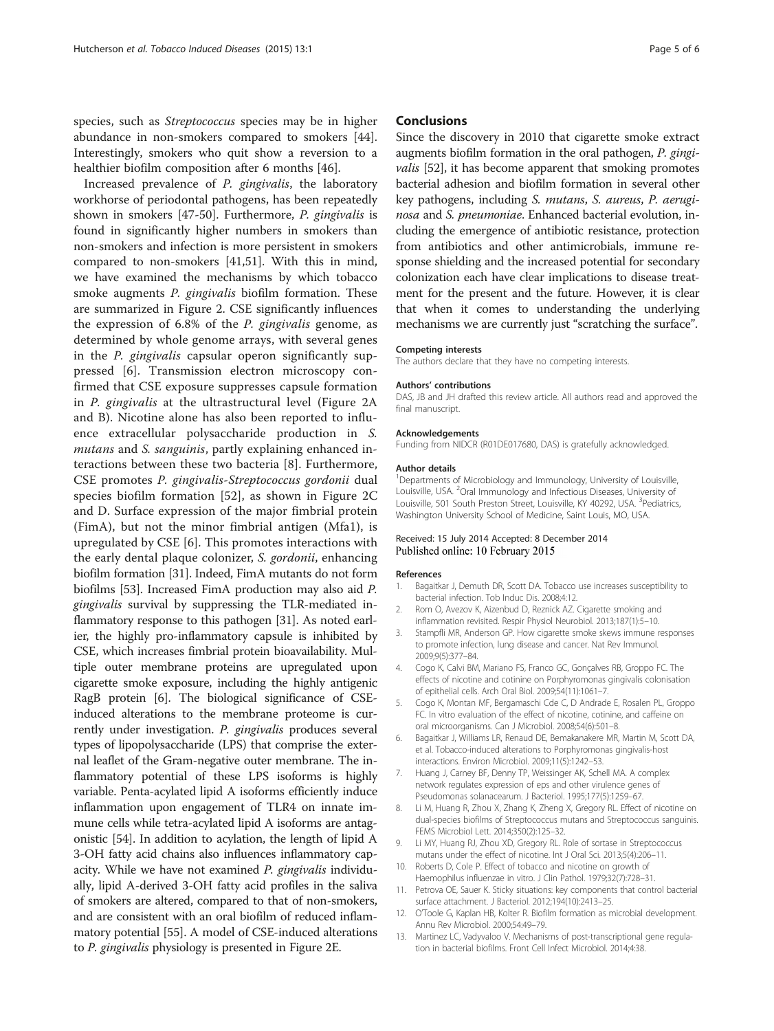species, such as *Streptococcus* species may be in higher abundance in non-smokers compared to smokers [44]. Interestingly, smokers who quit show a reversion to a healthier biofilm composition after 6 months [46].

Increased prevalence of *P. gingivalis*, the laboratory workhorse of periodontal pathogens, has been repeatedly shown in smokers [47-50]. Furthermore, *P. gingivalis* is found in significantly higher numbers in smokers than non-smokers and infection is more persistent in smokers compared to non-smokers [41,51]. With this in mind, we have examined the mechanisms by which tobacco smoke augments *P. gingivalis* biofilm formation. These are summarized in Figure 2. CSE significantly influences the expression of 6.8% of the *P. gingivalis* genome, as determined by whole genome arrays, with several genes in the *P. gingivalis* capsular operon significantly suppressed [6]. Transmission electron microscopy confirmed that CSE exposure suppresses capsule formation in *P. gingivalis* at the ultrastructural level (Figure 2A and B). Nicotine alone has also been reported to influence extracellular polysaccharide production in *S. mutans* and *S. sanguinis*, partly explaining enhanced interactions between these two bacteria [8]. Furthermore, CSE promotes *P. gingivalis-Streptococcus gordonii* dual species biofilm formation [52], as shown in Figure 2C and D. Surface expression of the major fimbrial protein (FimA), but not the minor fimbrial antigen (Mfa1), is upregulated by CSE [6]. This promotes interactions with the early dental plaque colonizer, *S. gordonii*, enhancing biofilm formation [31]. Indeed, FimA mutants do not form biofilms [53]. Increased FimA production may also aid *P. gingivalis* survival by suppressing the TLR-mediated inflammatory response to this pathogen [31]. As noted earlier, the highly pro-inflammatory capsule is inhibited by CSE, which increases fimbrial protein bioavailability. Multiple outer membrane proteins are upregulated upon cigarette smoke exposure, including the highly antigenic RagB protein [6]. The biological significance of CSE-induced alterations to the membrane proteome is currently under investigation. *P. gingivalis* produces several types of lipopolysaccharide (LPS) that comprise the external leaflet of the Gram-negative outer membrane. The inflammatory potential of these LPS isoforms is highly variable. Penta-acylated lipid A isoforms efficiently induce inflammation upon engagement of TLR4 on innate immune cells while tetra-acylated lipid A isoforms are antagonistic [54]. In addition to acylation, the length of lipid A 3-OH fatty acid chains also influences inflammatory capacity. While we have not examined *P. gingivalis* individually, lipid A-derived 3-OH fatty acid profiles in the saliva of smokers are altered, compared to that of non-smokers, and are consistent with an oral biofilm of reduced inflammatory potential [55]. A model of CSE-induced alterations to *P. gingivalis* physiology is presented in Figure 2E.

## Conclusions

Since the discovery in 2010 that cigarette smoke extract augments biofilm formation in the oral pathogen, *P. gingivalis* [52], it has become apparent that smoking promotes bacterial adhesion and biofilm formation in several other key pathogens, including *S. mutans*, *S. aureus*, *P. aeruginosa* and *S. pneumoniae*. Enhanced bacterial evolution, including the emergence of antibiotic resistance, protection from antibiotics and other antimicrobials, immune response shielding and the increased potential for secondary colonization each have clear implications to disease treatment for the present and the future. However, it is clear that when it comes to understanding the underlying mechanisms we are currently just "scratching the surface".

#### Competing interests

The authors declare that they have no competing interests.

#### Authors' contributions

DAS, JB and JH drafted this review article. All authors read and approved the final manuscript.

#### Acknowledgements

Funding from NIDCR (R01DE017680, DAS) is gratefully acknowledged.

#### Author details

[1]Departments of Microbiology and Immunology, University of Louisville, Louisville, USA. [2]Oral Immunology and Infectious Diseases, University of Louisville, 501 South Preston Street, Louisville, KY 40292, USA. [3]Pediatrics, Washington University School of Medicine, Saint Louis, MO, USA.

Received: 15 July 2014 Accepted: 8 December 2014
Published online: 10 February 2015

#### References

1. Bagaitkar J, Demuth DR, Scott DA. Tobacco use increases susceptibility to bacterial infection. Tob Induc Dis. 2008;4:12.
2. Rom O, Avezov K, Aizenbud D, Reznick AZ. Cigarette smoking and inflammation revisited. Respir Physiol Neurobiol. 2013;187(1):5–10.
3. Stampfli MR, Anderson GP. How cigarette smoke skews immune responses to promote infection, lung disease and cancer. Nat Rev Immunol. 2009;9(5):377–84.
4. Cogo K, Calvi BM, Mariano FS, Franco GC, Gonçalves RB, Groppo FC. The effects of nicotine and cotinine on Porphyromonas gingivalis colonisation of epithelial cells. Arch Oral Biol. 2009;54(11):1061–7.
5. Cogo K, Montan MF, Bergamaschi Cde C, D Andrade E, Rosalen PL, Groppo FC. In vitro evaluation of the effect of nicotine, cotinine, and caffeine on oral microorganisms. Can J Microbiol. 2008;54(6):501–8.
6. Bagaitkar J, Williams LR, Renaud DE, Bemakanakere MR, Martin M, Scott DA, et al. Tobacco-induced alterations to Porphyromonas gingivalis-host interactions. Environ Microbiol. 2009;11(5):1242–53.
7. Huang J, Carney BF, Denny TP, Weissinger AK, Schell MA. A complex network regulates expression of eps and other virulence genes of Pseudomonas solanacearum. J Bacteriol. 1995;177(5):1259–67.
8. Li M, Huang R, Zhou X, Zhang K, Zheng X, Gregory RL. Effect of nicotine on dual-species biofilms of Streptococcus mutans and Streptococcus sanguinis. FEMS Microbiol Lett. 2014;350(2):125–32.
9. Li MY, Huang RJ, Zhou XD, Gregory RL. Role of sortase in Streptococcus mutans under the effect of nicotine. Int J Oral Sci. 2013;5(4):206–11.
10. Roberts D, Cole P. Effect of tobacco and nicotine on growth of Haemophilus influenzae in vitro. J Clin Pathol. 1979;32(7):728–31.
11. Petrova OE, Sauer K. Sticky situations: key components that control bacterial surface attachment. J Bacteriol. 2012;194(10):2413–25.
12. O'Toole G, Kaplan HB, Kolter R. Biofilm formation as microbial development. Annu Rev Microbiol. 2000;54:49–79.
13. Martinez LC, Vadyvaloo V. Mechanisms of post-transcriptional gene regulation in bacterial biofilms. Front Cell Infect Microbiol. 2014;4:38.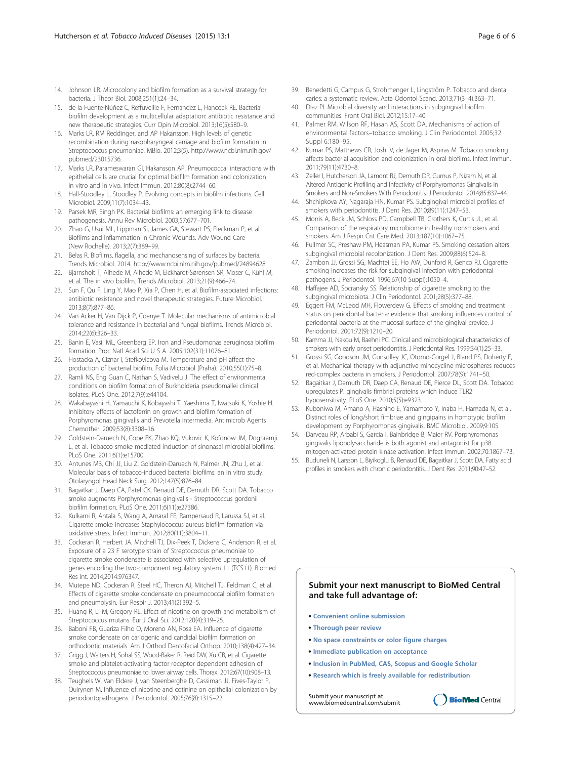14. Johnson LR. Microcolony and biofilm formation as a survival strategy for bacteria. J Theor Biol. 2008;251(1):24–34.
15. de la Fuente-Núñez C, Reffuveille F, Fernández L, Hancock RE. Bacterial biofilm development as a multicellular adaptation: antibiotic resistance and new therapeutic strategies. Curr Opin Microbiol. 2013;16(5):580–9.
16. Marks LR, RM Reddinger, and AP Hakansson. High levels of genetic recombination during nasopharyngeal carriage and biofilm formation in Streptococcus pneumoniae. MBio. 2012;3(5). http://www.ncbi.nlm.nih.gov/pubmed/23015736.
17. Marks LR, Parameswaran GI, Hakansson AP. Pneumococcal interactions with epithelial cells are crucial for optimal biofilm formation and colonization in vitro and in vivo. Infect Immun. 2012;80(8):2744–60.
18. Hall-Stoodley L, Stoodley P. Evolving concepts in biofilm infections. Cell Microbiol. 2009;11(7):1034–43.
19. Parsek MR, Singh PK. Bacterial biofilms: an emerging link to disease pathogenesis. Annu Rev Microbiol. 2003;57:677–701.
20. Zhao G, Usui ML, Lippman SI, James GA, Stewart PS, Fleckman P, et al. Biofilms and Inflammation in Chronic Wounds. Adv Wound Care (New Rochelle). 2013;2(7):389–99.
21. Belas R. Biofilms, flagella, and mechanosensing of surfaces by bacteria. Trends Microbiol. 2014. http://www.ncbi.nlm.nih.gov/pubmed/24894628
22. Bjarnsholt T, Alhede M, Alhede M, Eickhardt-Sørensen SR, Moser C, Kühl M, et al. The in vivo biofilm. Trends Microbiol. 2013;21(9):466–74.
23. Sun F, Qu F, Ling Y, Mao P, Xia P, Chen H, et al. Biofilm-associated infections: antibiotic resistance and novel therapeutic strategies. Future Microbiol. 2013;8(7):877–86.
24. Van Acker H, Van Dijck P, Coenye T. Molecular mechanisms of antimicrobial tolerance and resistance in bacterial and fungal biofilms. Trends Microbiol. 2014;22(6):326–33.
25. Banin E, Vasil ML, Greenberg EP. Iron and Pseudomonas aeruginosa biofilm formation. Proc Natl Acad Sci U S A. 2005;102(31):11076–81.
26. Hostacka A, Ciznar I, Stefkovicova M. Temperature and pH affect the production of bacterial biofilm. Folia Microbiol (Praha). 2010;55(1):75–8.
27. Ramli NS, Eng Guan C, Nathan S, Vadivelu J. The effect of environmental conditions on biofilm formation of Burkholderia pseudomallei clinical isolates. PLoS One. 2012;7(9):e44104.
28. Wakabayashi H, Yamauchi K, Kobayashi T, Yaeshima T, Iwatsuki K, Yoshie H. Inhibitory effects of lactoferrin on growth and biofilm formation of Porphyromonas gingivalis and Prevotella intermedia. Antimicrob Agents Chemother. 2009;53(8):3308–16.
29. Goldstein-Daruech N, Cope EK, Zhao KQ, Vukovic K, Kofonow JM, Doghramji L, et al. Tobacco smoke mediated induction of sinonasal microbial biofilms. PLoS One. 2011;6(1):e15700.
30. Antunes MB, Chi JJ, Liu Z, Goldstein-Daruech N, Palmer JN, Zhu J, et al. Molecular basis of tobacco-induced bacterial biofilms: an in vitro study. Otolaryngol Head Neck Surg. 2012;147(5):876–84.
31. Bagaitkar J, Daep CA, Patel CK, Renaud DE, Demuth DR, Scott DA. Tobacco smoke augments Porphyromonas gingivalis - Streptococcus gordonii biofilm formation. PLoS One. 2011;6(11):e27386.
32. Kulkarni R, Antala S, Wang A, Amaral FE, Rampersaud R, Larussa SJ, et al. Cigarette smoke increases Staphylococcus aureus biofilm formation via oxidative stress. Infect Immun. 2012;80(11):3804–11.
33. Cockeran R, Herbert JA, Mitchell TJ, Dix-Peek T, Dickens C, Anderson R, et al. Exposure of a 23 F serotype strain of Streptococcus pneumoniae to cigarette smoke condensate is associated with selective upregulation of genes encoding the two-component regulatory system 11 (TCS11). Biomed Res Int. 2014;2014:976347.
34. Mutepe ND, Cockeran R, Steel HC, Theron AJ, Mitchell TJ, Feldman C, et al. Effects of cigarette smoke condensate on pneumococcal biofilm formation and pneumolysin. Eur Respir J. 2013;41(2):392–5.
35. Huang R, Li M, Gregory RL. Effect of nicotine on growth and metabolism of Streptococcus mutans. Eur J Oral Sci. 2012;120(4):319–25.
36. Baboni FB, Guariza Filho O, Moreno AN, Rosa EA. Influence of cigarette smoke condensate on cariogenic and candidal biofilm formation on orthodontic materials. Am J Orthod Dentofacial Orthop. 2010;138(4):427–34.
37. Grigg J, Walters H, Sohal SS, Wood-Baker R, Reid DW, Xu CB, et al. Cigarette smoke and platelet-activating factor receptor dependent adhesion of Streptococcus pneumoniae to lower airway cells. Thorax. 2012;67(10):908–13.
38. Teughels W, Van Eldere J, van Steenberghe D, Cassiman JJ, Fives-Taylor P, Quirynen M. Influence of nicotine and cotinine on epithelial colonization by periodontopathogens. J Periodontol. 2005;76(8):1315–22.
39. Benedetti G, Campus G, Strohmenger L, Lingström P. Tobacco and dental caries: a systematic review. Acta Odontol Scand. 2013;71(3–4):363–71.
40. Diaz PI. Microbial diversity and interactions in subgingival biofilm communities. Front Oral Biol. 2012;15:17–40.
41. Palmer RM, Wilson RF, Hasan AS, Scott DA. Mechanisms of action of environmental factors–tobacco smoking. J Clin Periodontol. 2005;32 Suppl 6:180–95.
42. Kumar PS, Matthews CR, Joshi V, de Jager M, Aspiras M. Tobacco smoking affects bacterial acquisition and colonization in oral biofilms. Infect Immun. 2011;79(11):4730–8.
43. Zeller I, Hutcherson JA, Lamont RJ, Demuth DR, Gumus P, Nizam N, et al. Altered Antigenic Profiling and Infectivity of Porphyromonas Gingivalis in Smokers and Non-Smokers With Periodontitis. J Periodontol. 2014;85:837–44.
44. Shchipkova AY, Nagaraja HN, Kumar PS. Subgingival microbial profiles of smokers with periodontitis. J Dent Res. 2010;89(11):1247–53.
45. Morris A, Beck JM, Schloss PD, Campbell TB, Crothers K, Curtis JL, et al. Comparison of the respiratory microbiome in healthy nonsmokers and smokers. Am J Respir Crit Care Med. 2013;187(10):1067–75.
46. Fullmer SC, Preshaw PM, Heasman PA, Kumar PS. Smoking cessation alters subgingival microbial recolonization. J Dent Res. 2009;88(6):524–8.
47. Zambon JJ, Grossi SG, Machtei EE, Ho AW, Dunford R, Genco RJ. Cigarette smoking increases the risk for subgingival infection with periodontal pathogens. J Periodontol. 1996;67(10 Suppl):1050–4.
48. Haffajee AD, Socransky SS. Relationship of cigarette smoking to the subgingival microbiota. J Clin Periodontol. 2001;28(5):377–88.
49. Eggert FM, McLeod MH, Flowerdew G. Effects of smoking and treatment status on periodontal bacteria: evidence that smoking influences control of periodontal bacteria at the mucosal surface of the gingival crevice. J Periodontol. 2001;72(9):1210–20.
50. Kamma JJ, Nakou M, Baehni PC. Clinical and microbiological characteristics of smokers with early onset periodontitis. J Periodontal Res. 1999;34(1):25–33.
51. Grossi SG, Goodson JM, Gunsolley JC, Otomo-Corgel J, Bland PS, Doherty F, et al. Mechanical therapy with adjunctive minocycline microspheres reduces red-complex bacteria in smokers. J Periodontol. 2007;78(9):1741–50.
52. Bagaitkar J, Demuth DR, Daep CA, Renaud DE, Pierce DL, Scott DA. Tobacco upregulates P. gingivalis fimbrial proteins which induce TLR2 hyposensitivity. PLoS One. 2010;5(5):e9323.
53. Kuboniwa M, Amano A, Hashino E, Yamamoto Y, Inaba H, Hamada N, et al. Distinct roles of long/short fimbriae and gingipains in homotypic biofilm development by Porphyromonas gingivalis. BMC Microbiol. 2009;9:105.
54. Darveau RP, Arbabi S, Garcia I, Bainbridge B, Maier RV. Porphyromonas gingivalis lipopolysaccharide is both agonist and antagonist for p38 mitogen-activated protein kinase activation. Infect Immun. 2002;70:1867–73.
55. Buduneli N, Larsson L, Biyikoglu B, Renaud DE, Bagaitkar J, Scott DA. Fatty acid profiles in smokers with chronic periodontitis. J Dent Res. 2011;90:47–52.

**Submit your next manuscript to BioMed Central and take full advantage of:**

- **Convenient online submission**
- **Thorough peer review**
- **No space constraints or color figure charges**
- **Immediate publication on acceptance**
- **Inclusion in PubMed, CAS, Scopus and Google Scholar**
- **Research which is freely available for redistribution**

Submit your manuscript at www.biomedcentral.com/submit

BioMed Central